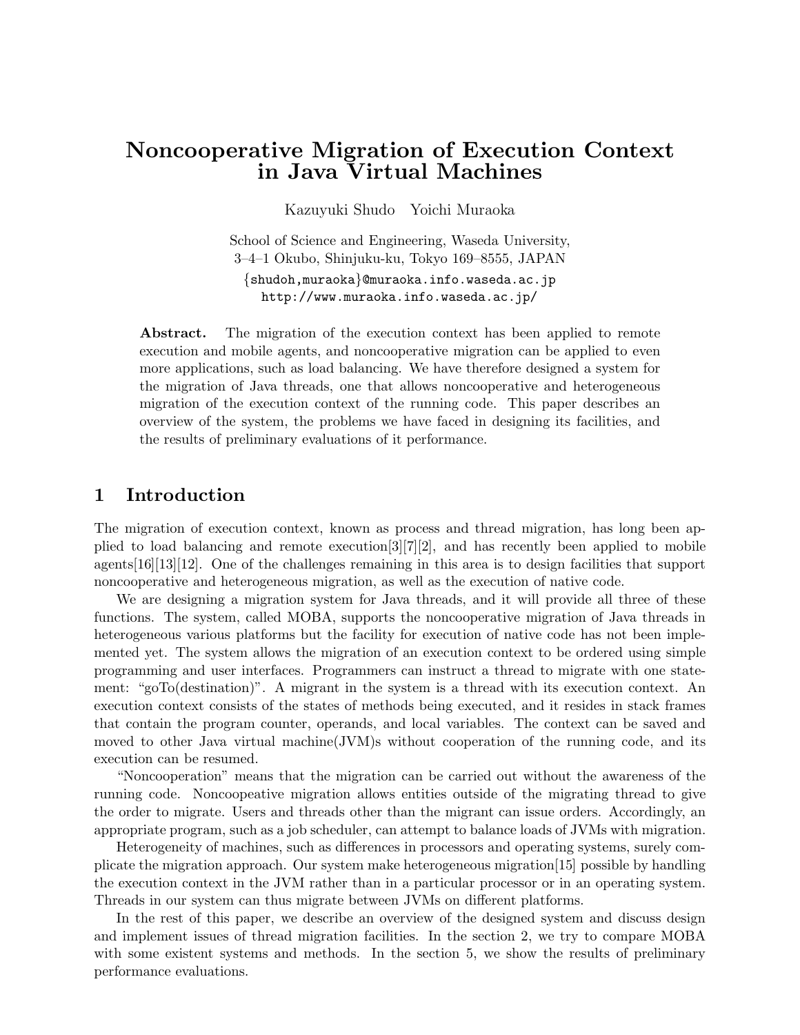# Noncooperative Migration of Execution Context in Java Virtual Machines

Kazuyuki Shudo   Yoichi Muraoka

School of Science and Engineering, Waseda University,
3–4–1 Okubo, Shinjuku-ku, Tokyo 169–8555, JAPAN
{shudoh,muraoka}@muraoka.info.waseda.ac.jp
http://www.muraoka.info.waseda.ac.jp/

**Abstract.** The migration of the execution context has been applied to remote execution and mobile agents, and noncooperative migration can be applied to even more applications, such as load balancing. We have therefore designed a system for the migration of Java threads, one that allows noncooperative and heterogeneous migration of the execution context of the running code. This paper describes an overview of the system, the problems we have faced in designing its facilities, and the results of preliminary evaluations of it performance.

## 1 Introduction

The migration of execution context, known as process and thread migration, has long been applied to load balancing and remote execution[3][7][2], and has recently been applied to mobile agents[16][13][12]. One of the challenges remaining in this area is to design facilities that support noncooperative and heterogeneous migration, as well as the execution of native code.

We are designing a migration system for Java threads, and it will provide all three of these functions. The system, called MOBA, supports the noncooperative migration of Java threads in heterogeneous various platforms but the facility for execution of native code has not been implemented yet. The system allows the migration of an execution context to be ordered using simple programming and user interfaces. Programmers can instruct a thread to migrate with one statement: "goTo(destination)". A migrant in the system is a thread with its execution context. An execution context consists of the states of methods being executed, and it resides in stack frames that contain the program counter, operands, and local variables. The context can be saved and moved to other Java virtual machine(JVM)s without cooperation of the running code, and its execution can be resumed.

"Noncooperation" means that the migration can be carried out without the awareness of the running code. Noncoopeative migration allows entities outside of the migrating thread to give the order to migrate. Users and threads other than the migrant can issue orders. Accordingly, an appropriate program, such as a job scheduler, can attempt to balance loads of JVMs with migration.

Heterogeneity of machines, such as differences in processors and operating systems, surely complicate the migration approach. Our system make heterogeneous migration[15] possible by handling the execution context in the JVM rather than in a particular processor or in an operating system. Threads in our system can thus migrate between JVMs on different platforms.

In the rest of this paper, we describe an overview of the designed system and discuss design and implement issues of thread migration facilities. In the section 2, we try to compare MOBA with some existent systems and methods. In the section 5, we show the results of preliminary performance evaluations.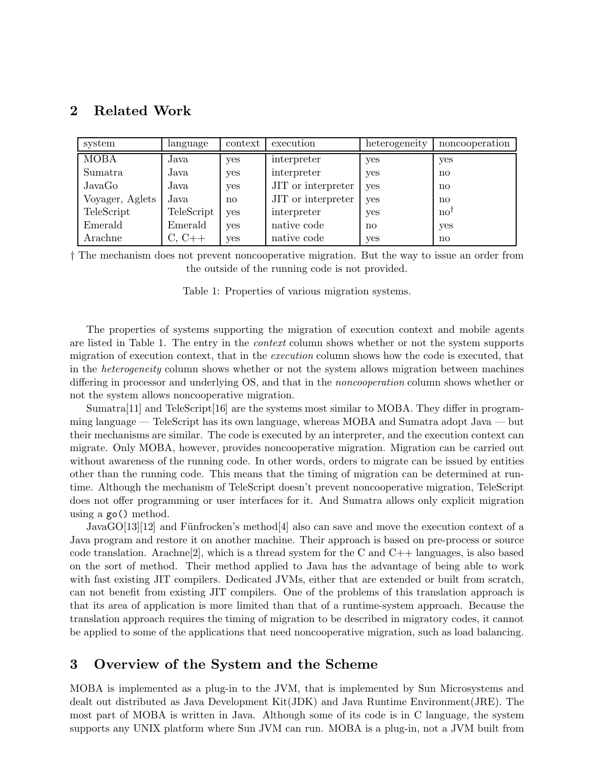## 2 Related Work

| system | language | context | execution | heterogeneity | noncooperation |
|---|---|---|---|---|---|
| MOBA | Java | yes | interpreter | yes | yes |
| Sumatra | Java | yes | interpreter | yes | no |
| JavaGo | Java | yes | JIT or interpreter | yes | no |
| Voyager, Aglets | Java | no | JIT or interpreter | yes | no |
| TeleScript | TeleScript | yes | interpreter | yes | no† |
| Emerald | Emerald | yes | native code | no | yes |
| Arachne | C, C++ | yes | native code | yes | no |

† The mechanism does not prevent noncooperative migration. But the way to issue an order from the outside of the running code is not provided.

Table 1: Properties of various migration systems.

The properties of systems supporting the migration of execution context and mobile agents are listed in Table 1. The entry in the *context* column shows whether or not the system supports migration of execution context, that in the *execution* column shows how the code is executed, that in the *heterogeneity* column shows whether or not the system allows migration between machines differing in processor and underlying OS, and that in the *noncooperation* column shows whether or not the system allows noncooperative migration.

Sumatra[11] and TeleScript[16] are the systems most similar to MOBA. They differ in programming language — TeleScript has its own language, whereas MOBA and Sumatra adopt Java — but their mechanisms are similar. The code is executed by an interpreter, and the execution context can migrate. Only MOBA, however, provides noncooperative migration. Migration can be carried out without awareness of the running code. In other words, orders to migrate can be issued by entities other than the running code. This means that the timing of migration can be determined at runtime. Although the mechanism of TeleScript doesn't prevent noncooperative migration, TeleScript does not offer programming or user interfaces for it. And Sumatra allows only explicit migration using a `go()` method.

JavaGO[13][12] and Fünfrocken's method[4] also can save and move the execution context of a Java program and restore it on another machine. Their approach is based on pre-process or source code translation. Arachne[2], which is a thread system for the C and C++ languages, is also based on the sort of method. Their method applied to Java has the advantage of being able to work with fast existing JIT compilers. Dedicated JVMs, either that are extended or built from scratch, can not benefit from existing JIT compilers. One of the problems of this translation approach is that its area of application is more limited than that of a runtime-system approach. Because the translation approach requires the timing of migration to be described in migratory codes, it cannot be applied to some of the applications that need noncooperative migration, such as load balancing.

## 3 Overview of the System and the Scheme

MOBA is implemented as a plug-in to the JVM, that is implemented by Sun Microsystems and dealt out distributed as Java Development Kit(JDK) and Java Runtime Environment(JRE). The most part of MOBA is written in Java. Although some of its code is in C language, the system supports any UNIX platform where Sun JVM can run. MOBA is a plug-in, not a JVM built from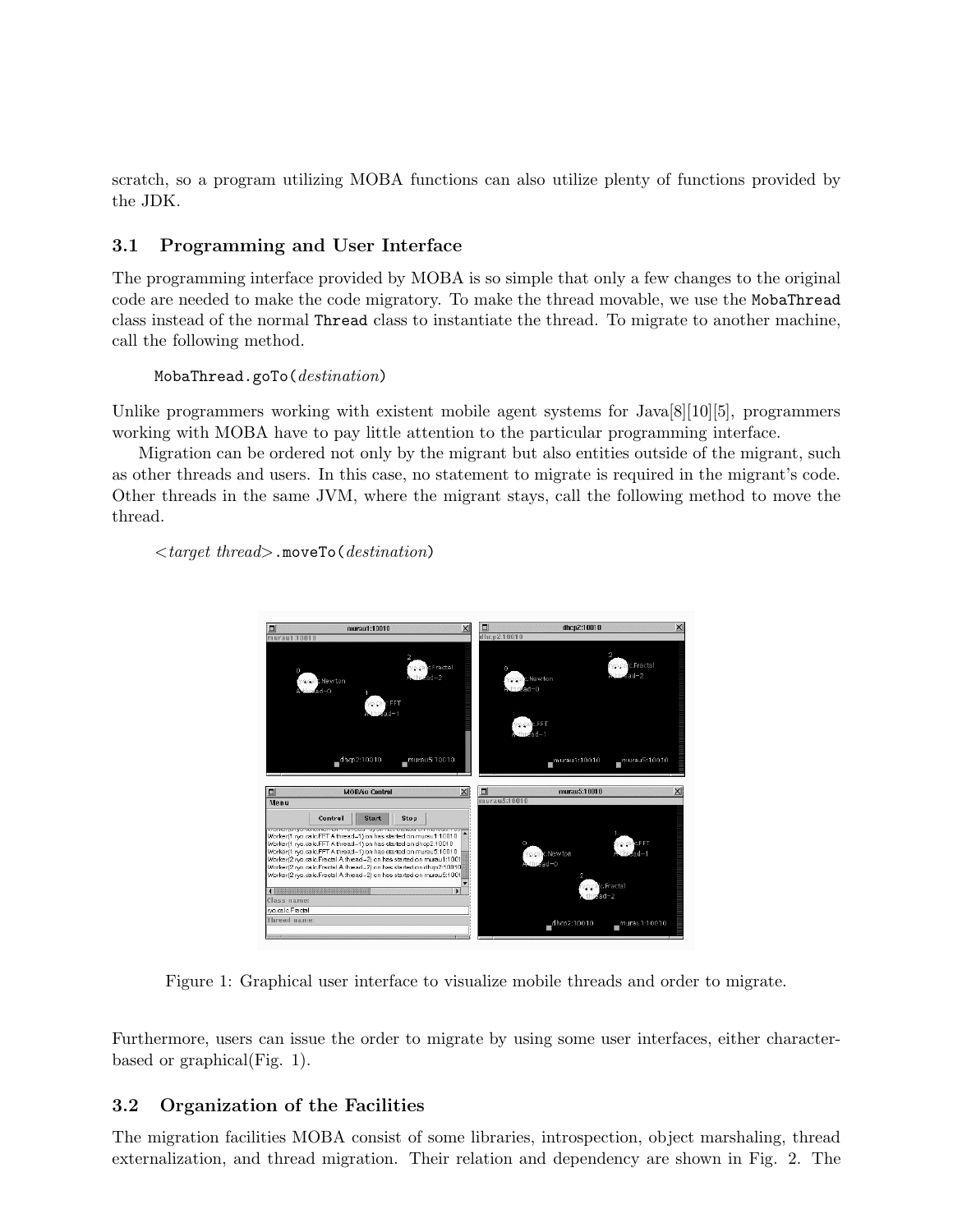scratch, so a program utilizing MOBA functions can also utilize plenty of functions provided by the JDK.

### 3.1 Programming and User Interface

The programming interface provided by MOBA is so simple that only a few changes to the original code are needed to make the code migratory. To make the thread movable, we use the `MobaThread` class instead of the normal `Thread` class to instantiate the thread. To migrate to another machine, call the following method.

```
MobaThread.goTo(destination)
```

Unlike programmers working with existent mobile agent systems for Java[8][10][5], programmers working with MOBA have to pay little attention to the particular programming interface.

Migration can be ordered not only by the migrant but also entities outside of the migrant, such as other threads and users. In this case, no statement to migrate is required in the migrant's code. Other threads in the same JVM, where the migrant stays, call the following method to move the thread.

```
<target thread>.moveTo(destination)
```

Figure 1: Graphical user interface to visualize mobile threads and order to migrate.

Furthermore, users can issue the order to migrate by using some user interfaces, either character-based or graphical(Fig. 1).

### 3.2 Organization of the Facilities

The migration facilities MOBA consist of some libraries, introspection, object marshaling, thread externalization, and thread migration. Their relation and dependency are shown in Fig. 2. The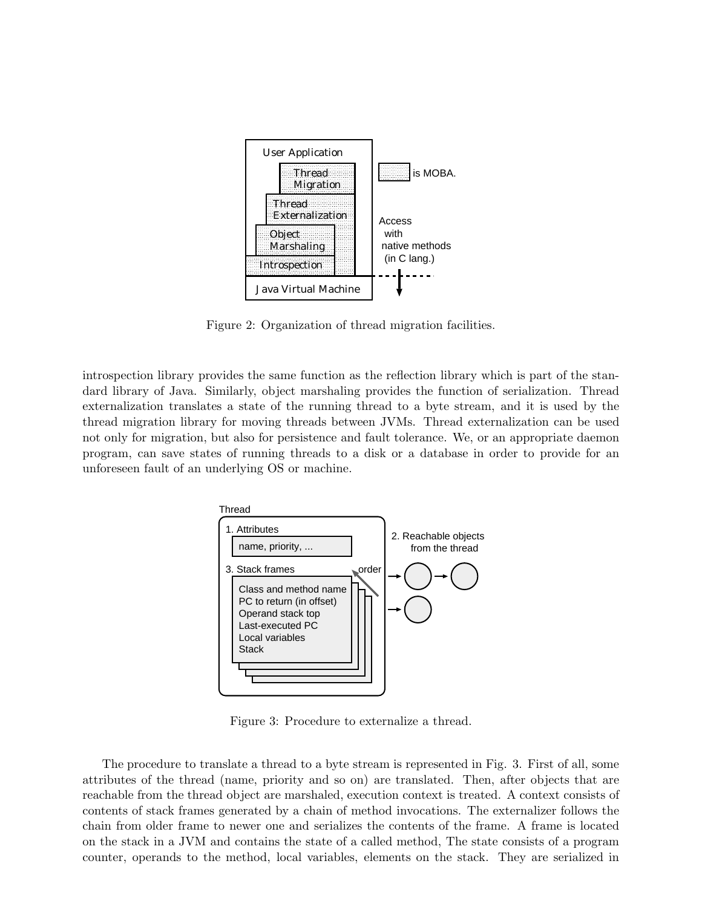Figure 2: Organization of thread migration facilities.

introspection library provides the same function as the reflection library which is part of the standard library of Java. Similarly, object marshaling provides the function of serialization. Thread externalization translates a state of the running thread to a byte stream, and it is used by the thread migration library for moving threads between JVMs. Thread externalization can be used not only for migration, but also for persistence and fault tolerance. We, or an appropriate daemon program, can save states of running threads to a disk or a database in order to provide for an unforeseen fault of an underlying OS or machine.

Figure 3: Procedure to externalize a thread.

The procedure to translate a thread to a byte stream is represented in Fig. 3. First of all, some attributes of the thread (name, priority and so on) are translated. Then, after objects that are reachable from the thread object are marshaled, execution context is treated. A context consists of contents of stack frames generated by a chain of method invocations. The externalizer follows the chain from older frame to newer one and serializes the contents of the frame. A frame is located on the stack in a JVM and contains the state of a called method, The state consists of a program counter, operands to the method, local variables, elements on the stack. They are serialized in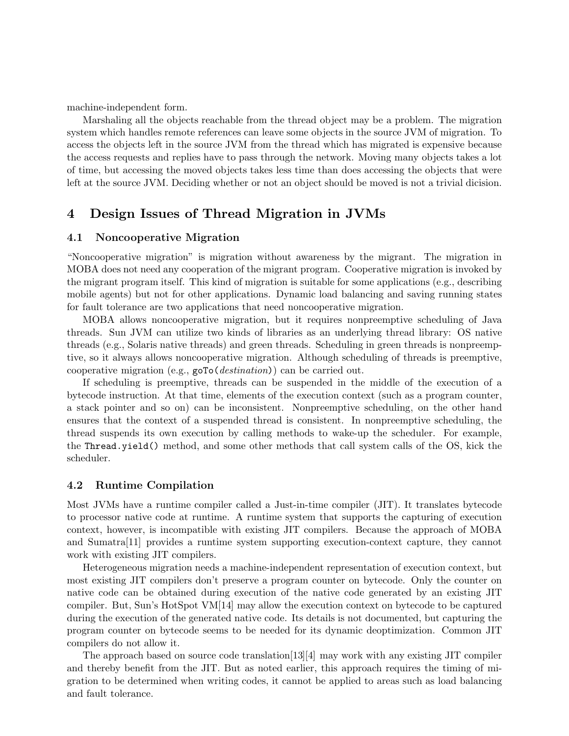machine-independent form.

Marshaling all the objects reachable from the thread object may be a problem. The migration system which handles remote references can leave some objects in the source JVM of migration. To access the objects left in the source JVM from the thread which has migrated is expensive because the access requests and replies have to pass through the network. Moving many objects takes a lot of time, but accessing the moved objects takes less time than does accessing the objects that were left at the source JVM. Deciding whether or not an object should be moved is not a trivial dicision.

# 4 Design Issues of Thread Migration in JVMs

## 4.1 Noncooperative Migration

"Noncooperative migration" is migration without awareness by the migrant. The migration in MOBA does not need any cooperation of the migrant program. Cooperative migration is invoked by the migrant program itself. This kind of migration is suitable for some applications (e.g., describing mobile agents) but not for other applications. Dynamic load balancing and saving running states for fault tolerance are two applications that need noncooperative migration.

MOBA allows noncooperative migration, but it requires nonpreemptive scheduling of Java threads. Sun JVM can utilize two kinds of libraries as an underlying thread library: OS native threads (e.g., Solaris native threads) and green threads. Scheduling in green threads is nonpreemptive, so it always allows noncooperative migration. Although scheduling of threads is preemptive, cooperative migration (e.g., `goTo(`*destination*`)`) can be carried out.

If scheduling is preemptive, threads can be suspended in the middle of the execution of a bytecode instruction. At that time, elements of the execution context (such as a program counter, a stack pointer and so on) can be inconsistent. Nonpreemptive scheduling, on the other hand ensures that the context of a suspended thread is consistent. In nonpreemptive scheduling, the thread suspends its own execution by calling methods to wake-up the scheduler. For example, the `Thread.yield()` method, and some other methods that call system calls of the OS, kick the scheduler.

## 4.2 Runtime Compilation

Most JVMs have a runtime compiler called a Just-in-time compiler (JIT). It translates bytecode to processor native code at runtime. A runtime system that supports the capturing of execution context, however, is incompatible with existing JIT compilers. Because the approach of MOBA and Sumatra[11] provides a runtime system supporting execution-context capture, they cannot work with existing JIT compilers.

Heterogeneous migration needs a machine-independent representation of execution context, but most existing JIT compilers don't preserve a program counter on bytecode. Only the counter on native code can be obtained during execution of the native code generated by an existing JIT compiler. But, Sun's HotSpot VM[14] may allow the execution context on bytecode to be captured during the execution of the generated native code. Its details is not documented, but capturing the program counter on bytecode seems to be needed for its dynamic deoptimization. Common JIT compilers do not allow it.

The approach based on source code translation[13][4] may work with any existing JIT compiler and thereby benefit from the JIT. But as noted earlier, this approach requires the timing of migration to be determined when writing codes, it cannot be applied to areas such as load balancing and fault tolerance.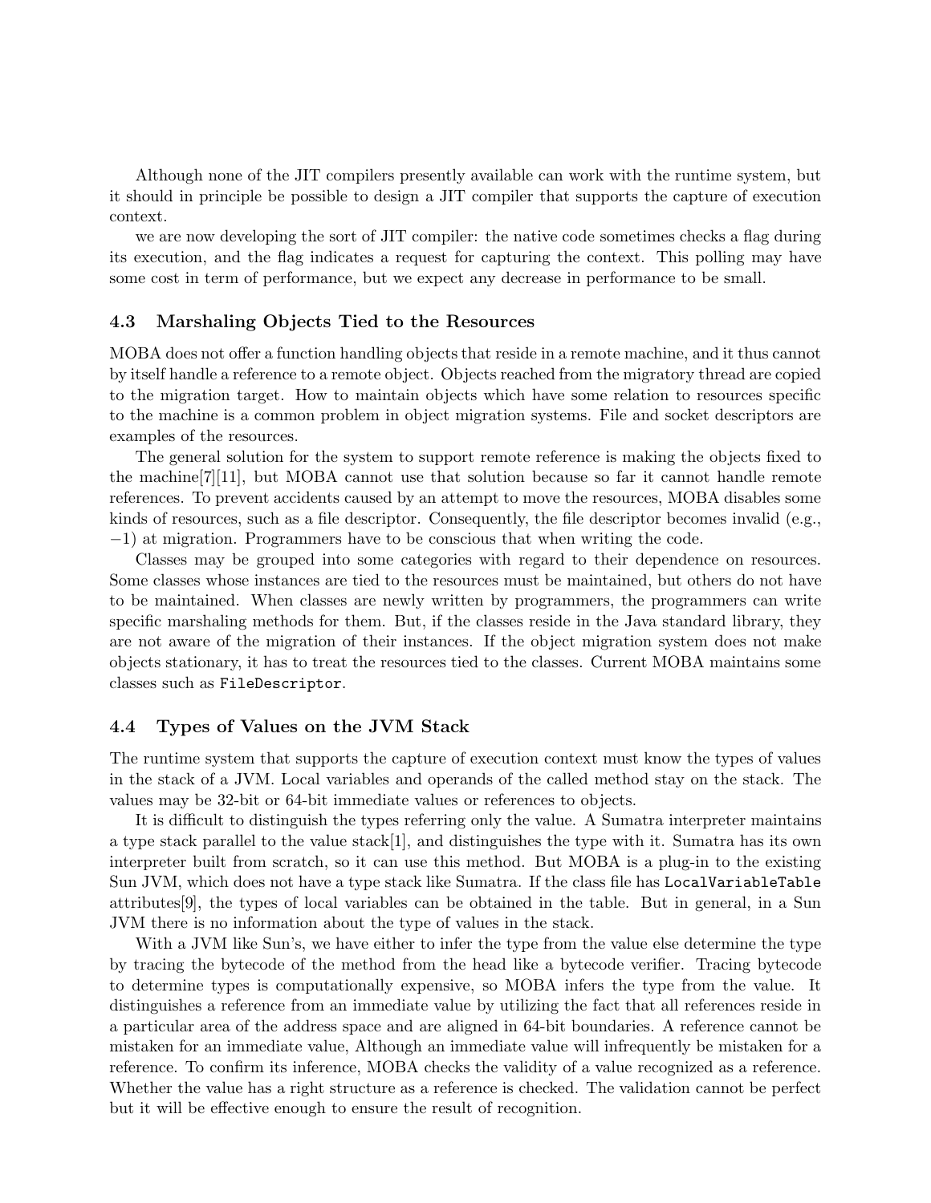Although none of the JIT compilers presently available can work with the runtime system, but it should in principle be possible to design a JIT compiler that supports the capture of execution context.

we are now developing the sort of JIT compiler: the native code sometimes checks a flag during its execution, and the flag indicates a request for capturing the context. This polling may have some cost in term of performance, but we expect any decrease in performance to be small.

### 4.3 Marshaling Objects Tied to the Resources

MOBA does not offer a function handling objects that reside in a remote machine, and it thus cannot by itself handle a reference to a remote object. Objects reached from the migratory thread are copied to the migration target. How to maintain objects which have some relation to resources specific to the machine is a common problem in object migration systems. File and socket descriptors are examples of the resources.

The general solution for the system to support remote reference is making the objects fixed to the machine[7][11], but MOBA cannot use that solution because so far it cannot handle remote references. To prevent accidents caused by an attempt to move the resources, MOBA disables some kinds of resources, such as a file descriptor. Consequently, the file descriptor becomes invalid (e.g., $-1$) at migration. Programmers have to be conscious that when writing the code.

Classes may be grouped into some categories with regard to their dependence on resources. Some classes whose instances are tied to the resources must be maintained, but others do not have to be maintained. When classes are newly written by programmers, the programmers can write specific marshaling methods for them. But, if the classes reside in the Java standard library, they are not aware of the migration of their instances. If the object migration system does not make objects stationary, it has to treat the resources tied to the classes. Current MOBA maintains some classes such as `FileDescriptor`.

### 4.4 Types of Values on the JVM Stack

The runtime system that supports the capture of execution context must know the types of values in the stack of a JVM. Local variables and operands of the called method stay on the stack. The values may be 32-bit or 64-bit immediate values or references to objects.

It is difficult to distinguish the types referring only the value. A Sumatra interpreter maintains a type stack parallel to the value stack[1], and distinguishes the type with it. Sumatra has its own interpreter built from scratch, so it can use this method. But MOBA is a plug-in to the existing Sun JVM, which does not have a type stack like Sumatra. If the class file has `LocalVariableTable` attributes[9], the types of local variables can be obtained in the table. But in general, in a Sun JVM there is no information about the type of values in the stack.

With a JVM like Sun's, we have either to infer the type from the value else determine the type by tracing the bytecode of the method from the head like a bytecode verifier. Tracing bytecode to determine types is computationally expensive, so MOBA infers the type from the value. It distinguishes a reference from an immediate value by utilizing the fact that all references reside in a particular area of the address space and are aligned in 64-bit boundaries. A reference cannot be mistaken for an immediate value, Although an immediate value will infrequently be mistaken for a reference. To confirm its inference, MOBA checks the validity of a value recognized as a reference. Whether the value has a right structure as a reference is checked. The validation cannot be perfect but it will be effective enough to ensure the result of recognition.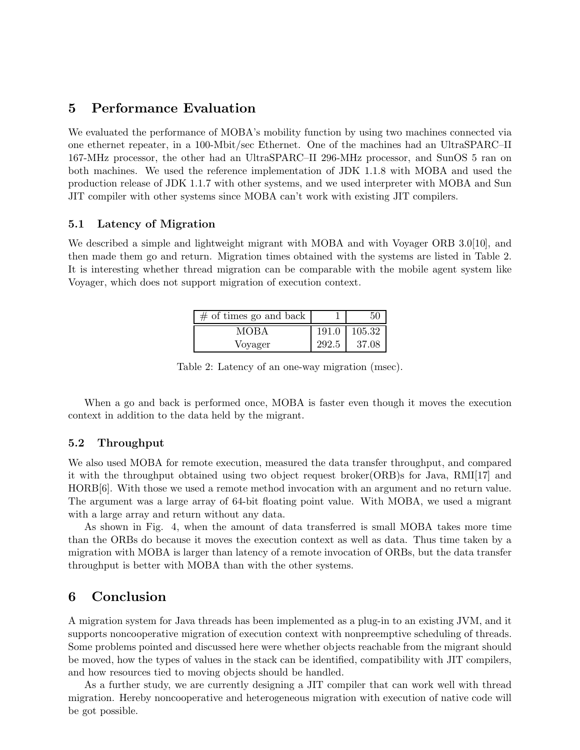## 5 Performance Evaluation

We evaluated the performance of MOBA's mobility function by using two machines connected via one ethernet repeater, in a 100-Mbit/sec Ethernet. One of the machines had an UltraSPARC–II 167-MHz processor, the other had an UltraSPARC–II 296-MHz processor, and SunOS 5 ran on both machines. We used the reference implementation of JDK 1.1.8 with MOBA and used the production release of JDK 1.1.7 with other systems, and we used interpreter with MOBA and Sun JIT compiler with other systems since MOBA can't work with existing JIT compilers.

### 5.1 Latency of Migration

We described a simple and lightweight migrant with MOBA and with Voyager ORB 3.0[10], and then made them go and return. Migration times obtained with the systems are listed in Table 2. It is interesting whether thread migration can be comparable with the mobile agent system like Voyager, which does not support migration of execution context.

| # of times go and back | 1 | 50 |
|---|---|---|
| MOBA | 191.0 | 105.32 |
| Voyager | 292.5 | 37.08 |

Table 2: Latency of an one-way migration (msec).

When a go and back is performed once, MOBA is faster even though it moves the execution context in addition to the data held by the migrant.

### 5.2 Throughput

We also used MOBA for remote execution, measured the data transfer throughput, and compared it with the throughput obtained using two object request broker(ORB)s for Java, RMI[17] and HORB[6]. With those we used a remote method invocation with an argument and no return value. The argument was a large array of 64-bit floating point value. With MOBA, we used a migrant with a large array and return without any data.

As shown in Fig. 4, when the amount of data transferred is small MOBA takes more time than the ORBs do because it moves the execution context as well as data. Thus time taken by a migration with MOBA is larger than latency of a remote invocation of ORBs, but the data transfer throughput is better with MOBA than with the other systems.

## 6 Conclusion

A migration system for Java threads has been implemented as a plug-in to an existing JVM, and it supports noncooperative migration of execution context with nonpreemptive scheduling of threads. Some problems pointed and discussed here were whether objects reachable from the migrant should be moved, how the types of values in the stack can be identified, compatibility with JIT compilers, and how resources tied to moving objects should be handled.

As a further study, we are currently designing a JIT compiler that can work well with thread migration. Hereby noncooperative and heterogeneous migration with execution of native code will be got possible.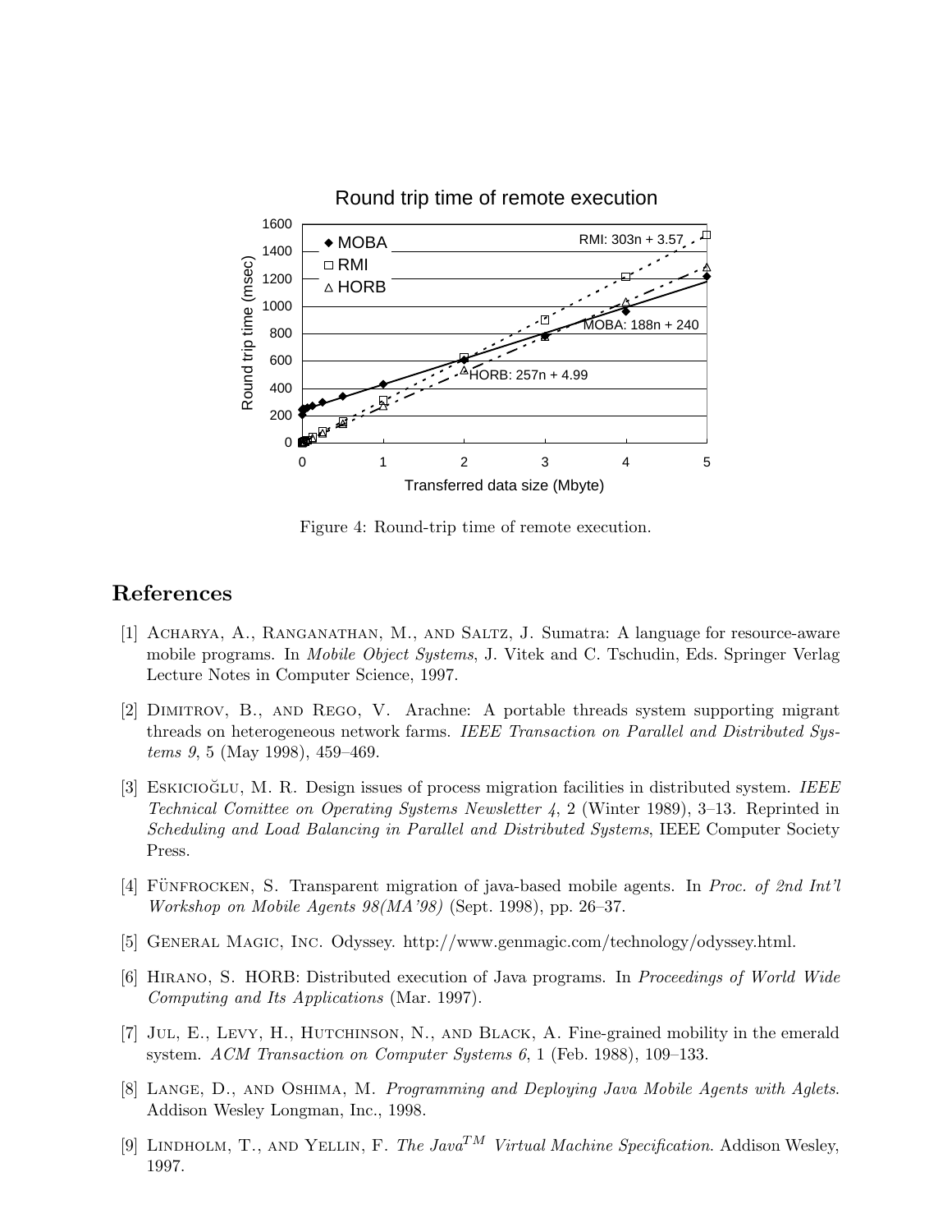Figure 4: Round-trip time of remote execution.

## References

[1] Acharya, A., Ranganathan, M., and Saltz, J. Sumatra: A language for resource-aware mobile programs. In *Mobile Object Systems*, J. Vitek and C. Tschudin, Eds. Springer Verlag Lecture Notes in Computer Science, 1997.

[2] Dimitrov, B., and Rego, V. Arachne: A portable threads system supporting migrant threads on heterogeneous network farms. *IEEE Transaction on Parallel and Distributed Systems 9*, 5 (May 1998), 459–469.

[3] Eskicioğlu, M. R. Design issues of process migration facilities in distributed system. *IEEE Technical Comittee on Operating Systems Newsletter 4*, 2 (Winter 1989), 3–13. Reprinted in *Scheduling and Load Balancing in Parallel and Distributed Systems*, IEEE Computer Society Press.

[4] Fünfrocken, S. Transparent migration of java-based mobile agents. In *Proc. of 2nd Int'l Workshop on Mobile Agents 98(MA'98)* (Sept. 1998), pp. 26–37.

[5] General Magic, Inc. Odyssey. http://www.genmagic.com/technology/odyssey.html.

[6] Hirano, S. HORB: Distributed execution of Java programs. In *Proceedings of World Wide Computing and Its Applications* (Mar. 1997).

[7] Jul, E., Levy, H., Hutchinson, N., and Black, A. Fine-grained mobility in the emerald system. *ACM Transaction on Computer Systems 6*, 1 (Feb. 1988), 109–133.

[8] Lange, D., and Oshima, M. *Programming and Deploying Java Mobile Agents with Aglets*. Addison Wesley Longman, Inc., 1998.

[9] Lindholm, T., and Yellin, F. *The Java$^{TM}$ Virtual Machine Specification*. Addison Wesley, 1997.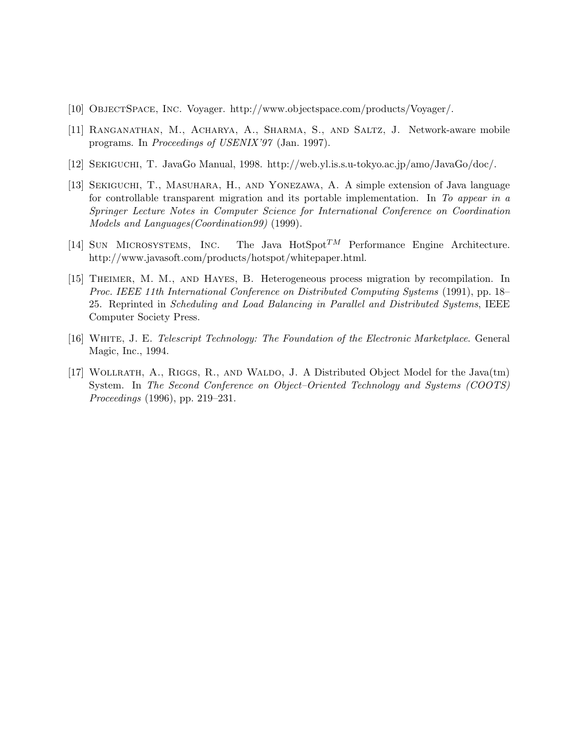[10] ObjectSpace, Inc. Voyager. http://www.objectspace.com/products/Voyager/.

[11] Ranganathan, M., Acharya, A., Sharma, S., and Saltz, J. Network-aware mobile programs. In *Proceedings of USENIX'97* (Jan. 1997).

[12] Sekiguchi, T. JavaGo Manual, 1998. http://web.yl.is.s.u-tokyo.ac.jp/amo/JavaGo/doc/.

[13] Sekiguchi, T., Masuhara, H., and Yonezawa, A. A simple extension of Java language for controllable transparent migration and its portable implementation. In *To appear in a Springer Lecture Notes in Computer Science for International Conference on Coordination Models and Languages(Coordination99)* (1999).

[14] Sun Microsystems, Inc. The Java HotSpot$^{TM}$ Performance Engine Architecture. http://www.javasoft.com/products/hotspot/whitepaper.html.

[15] Theimer, M. M., and Hayes, B. Heterogeneous process migration by recompilation. In *Proc. IEEE 11th International Conference on Distributed Computing Systems* (1991), pp. 18–25. Reprinted in *Scheduling and Load Balancing in Parallel and Distributed Systems*, IEEE Computer Society Press.

[16] White, J. E. *Telescript Technology: The Foundation of the Electronic Marketplace*. General Magic, Inc., 1994.

[17] Wollrath, A., Riggs, R., and Waldo, J. A Distributed Object Model for the Java(tm) System. In *The Second Conference on Object–Oriented Technology and Systems (COOTS) Proceedings* (1996), pp. 219–231.